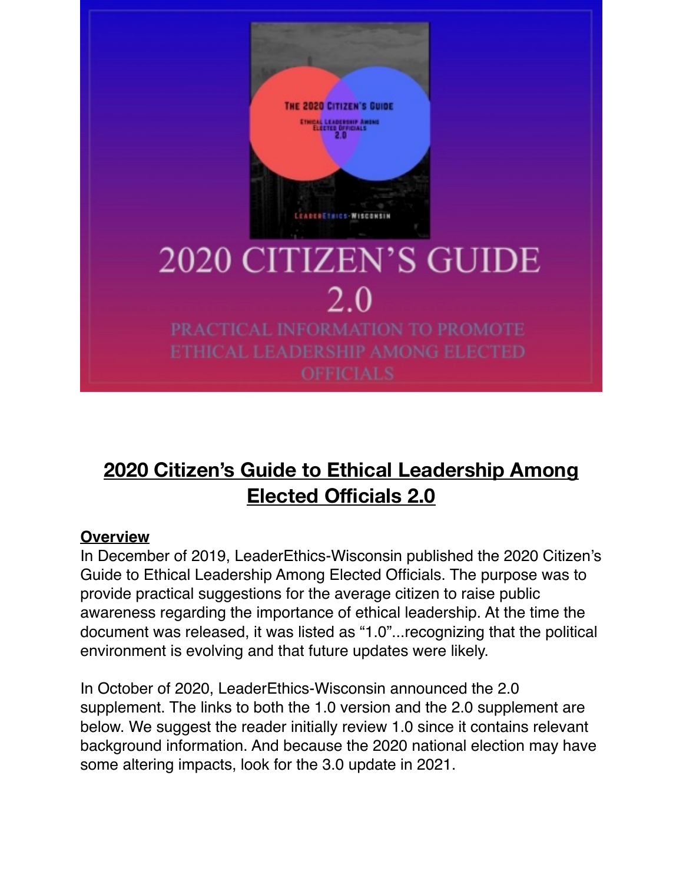# 2020 CITIZEN'S GUIDE 2.0

PRACTICAL INFORMATION TO PROMOTE ETHICAL LEADERSHIP AMONG ELECTED OFFICIALS

## 2020 Citizen's Guide to Ethical Leadership Among Elected Officials 2.0

### Overview

In December of 2019, LeaderEthics-Wisconsin published the 2020 Citizen's Guide to Ethical Leadership Among Elected Officials. The purpose was to provide practical suggestions for the average citizen to raise public awareness regarding the importance of ethical leadership. At the time the document was released, it was listed as "1.0"...recognizing that the political environment is evolving and that future updates were likely.

In October of 2020, LeaderEthics-Wisconsin announced the 2.0 supplement. The links to both the 1.0 version and the 2.0 supplement are below. We suggest the reader initially review 1.0 since it contains relevant background information. And because the 2020 national election may have some altering impacts, look for the 3.0 update in 2021.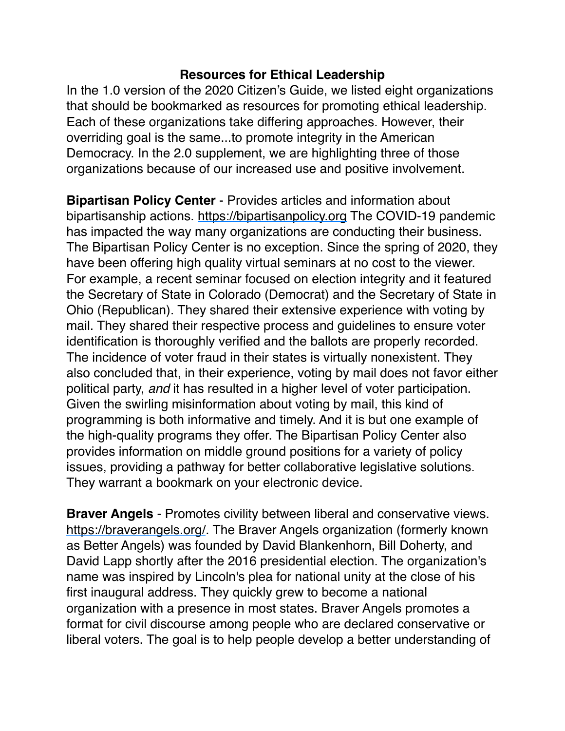## Resources for Ethical Leadership

In the 1.0 version of the 2020 Citizen's Guide, we listed eight organizations that should be bookmarked as resources for promoting ethical leadership. Each of these organizations take differing approaches. However, their overriding goal is the same...to promote integrity in the American Democracy. In the 2.0 supplement, we are highlighting three of those organizations because of our increased use and positive involvement.

**Bipartisan Policy Center** - Provides articles and information about bipartisanship actions. https://bipartisanpolicy.org The COVID-19 pandemic has impacted the way many organizations are conducting their business. The Bipartisan Policy Center is no exception. Since the spring of 2020, they have been offering high quality virtual seminars at no cost to the viewer. For example, a recent seminar focused on election integrity and it featured the Secretary of State in Colorado (Democrat) and the Secretary of State in Ohio (Republican). They shared their extensive experience with voting by mail. They shared their respective process and guidelines to ensure voter identification is thoroughly verified and the ballots are properly recorded. The incidence of voter fraud in their states is virtually nonexistent. They also concluded that, in their experience, voting by mail does not favor either political party, *and* it has resulted in a higher level of voter participation. Given the swirling misinformation about voting by mail, this kind of programming is both informative and timely. And it is but one example of the high-quality programs they offer. The Bipartisan Policy Center also provides information on middle ground positions for a variety of policy issues, providing a pathway for better collaborative legislative solutions. They warrant a bookmark on your electronic device.

**Braver Angels** - Promotes civility between liberal and conservative views. https://braverangels.org/. The Braver Angels organization (formerly known as Better Angels) was founded by David Blankenhorn, Bill Doherty, and David Lapp shortly after the 2016 presidential election. The organization's name was inspired by Lincoln's plea for national unity at the close of his first inaugural address. They quickly grew to become a national organization with a presence in most states. Braver Angels promotes a format for civil discourse among people who are declared conservative or liberal voters. The goal is to help people develop a better understanding of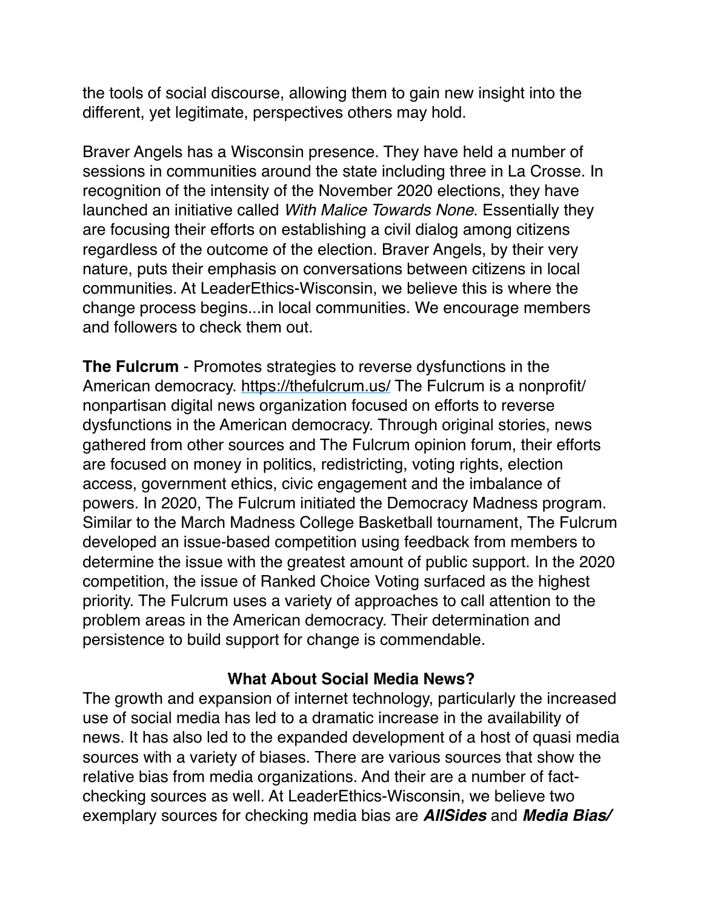the tools of social discourse, allowing them to gain new insight into the different, yet legitimate, perspectives others may hold.

Braver Angels has a Wisconsin presence. They have held a number of sessions in communities around the state including three in La Crosse. In recognition of the intensity of the November 2020 elections, they have launched an initiative called *With Malice Towards None*. Essentially they are focusing their efforts on establishing a civil dialog among citizens regardless of the outcome of the election. Braver Angels, by their very nature, puts their emphasis on conversations between citizens in local communities. At LeaderEthics-Wisconsin, we believe this is where the change process begins...in local communities. We encourage members and followers to check them out.

**The Fulcrum** - Promotes strategies to reverse dysfunctions in the American democracy. https://thefulcrum.us/ The Fulcrum is a nonprofit/nonpartisan digital news organization focused on efforts to reverse dysfunctions in the American democracy. Through original stories, news gathered from other sources and The Fulcrum opinion forum, their efforts are focused on money in politics, redistricting, voting rights, election access, government ethics, civic engagement and the imbalance of powers. In 2020, The Fulcrum initiated the Democracy Madness program. Similar to the March Madness College Basketball tournament, The Fulcrum developed an issue-based competition using feedback from members to determine the issue with the greatest amount of public support. In the 2020 competition, the issue of Ranked Choice Voting surfaced as the highest priority. The Fulcrum uses a variety of approaches to call attention to the problem areas in the American democracy. Their determination and persistence to build support for change is commendable.

## What About Social Media News?

The growth and expansion of internet technology, particularly the increased use of social media has led to a dramatic increase in the availability of news. It has also led to the expanded development of a host of quasi media sources with a variety of biases. There are various sources that show the relative bias from media organizations. And their are a number of fact-checking sources as well. At LeaderEthics-Wisconsin, we believe two exemplary sources for checking media bias are ***AllSides*** and ***Media Bias/***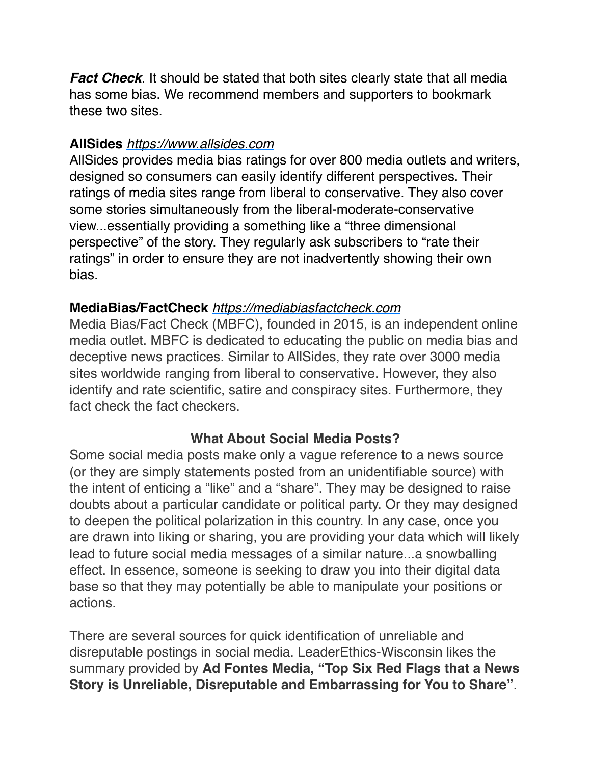***Fact Check***. It should be stated that both sites clearly state that all media has some bias. We recommend members and supporters to bookmark these two sites.

**AllSides** *https://www.allsides.com*
AllSides provides media bias ratings for over 800 media outlets and writers, designed so consumers can easily identify different perspectives. Their ratings of media sites range from liberal to conservative. They also cover some stories simultaneously from the liberal-moderate-conservative view...essentially providing a something like a "three dimensional perspective" of the story. They regularly ask subscribers to "rate their ratings" in order to ensure they are not inadvertently showing their own bias.

**MediaBias/FactCheck** *https://mediabiasfactcheck.com*
Media Bias/Fact Check (MBFC), founded in 2015, is an independent online media outlet. MBFC is dedicated to educating the public on media bias and deceptive news practices. Similar to AllSides, they rate over 3000 media sites worldwide ranging from liberal to conservative. However, they also identify and rate scientific, satire and conspiracy sites. Furthermore, they fact check the fact checkers.

## What About Social Media Posts?

Some social media posts make only a vague reference to a news source (or they are simply statements posted from an unidentifiable source) with the intent of enticing a "like" and a "share". They may be designed to raise doubts about a particular candidate or political party. Or they may designed to deepen the political polarization in this country. In any case, once you are drawn into liking or sharing, you are providing your data which will likely lead to future social media messages of a similar nature...a snowballing effect. In essence, someone is seeking to draw you into their digital data base so that they may potentially be able to manipulate your positions or actions.

There are several sources for quick identification of unreliable and disreputable postings in social media. LeaderEthics-Wisconsin likes the summary provided by **Ad Fontes Media, "Top Six Red Flags that a News Story is Unreliable, Disreputable and Embarrassing for You to Share"**.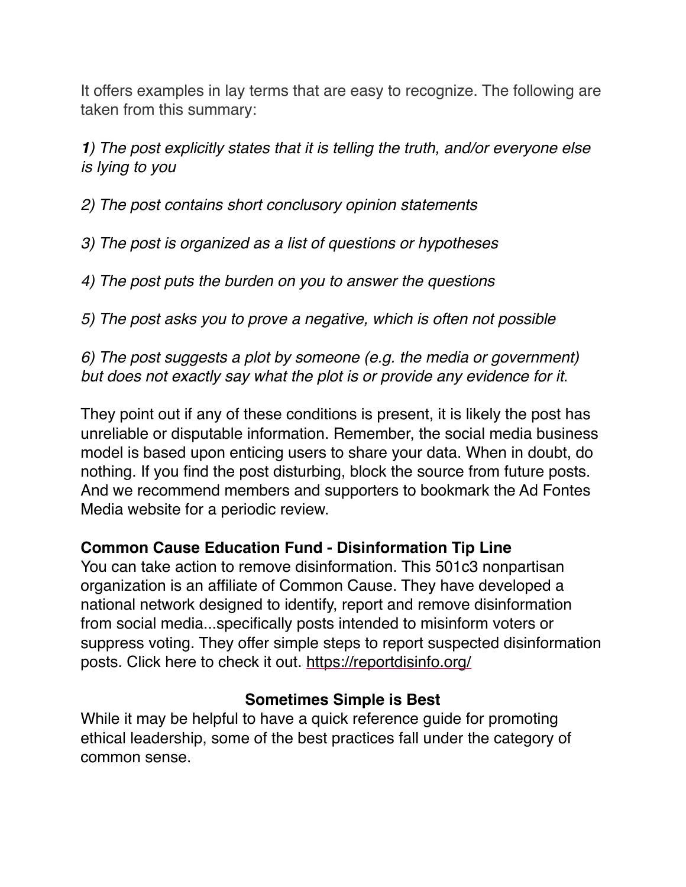It offers examples in lay terms that are easy to recognize. The following are taken from this summary:

***1**) The post explicitly states that it is telling the truth, and/or everyone else is lying to you*

*2) The post contains short conclusory opinion statements*

*3) The post is organized as a list of questions or hypotheses*

*4) The post puts the burden on you to answer the questions*

*5) The post asks you to prove a negative, which is often not possible*

*6) The post suggests a plot by someone (e.g. the media or government) but does not exactly say what the plot is or provide any evidence for it.*

They point out if any of these conditions is present, it is likely the post has unreliable or disputable information. Remember, the social media business model is based upon enticing users to share your data. When in doubt, do nothing. If you find the post disturbing, block the source from future posts. And we recommend members and supporters to bookmark the Ad Fontes Media website for a periodic review.

**Common Cause Education Fund - Disinformation Tip Line**
You can take action to remove disinformation. This 501c3 nonpartisan organization is an affiliate of Common Cause. They have developed a national network designed to identify, report and remove disinformation from social media...specifically posts intended to misinform voters or suppress voting. They offer simple steps to report suspected disinformation posts. Click here to check it out. https://reportdisinfo.org/

## Sometimes Simple is Best

While it may be helpful to have a quick reference guide for promoting ethical leadership, some of the best practices fall under the category of common sense.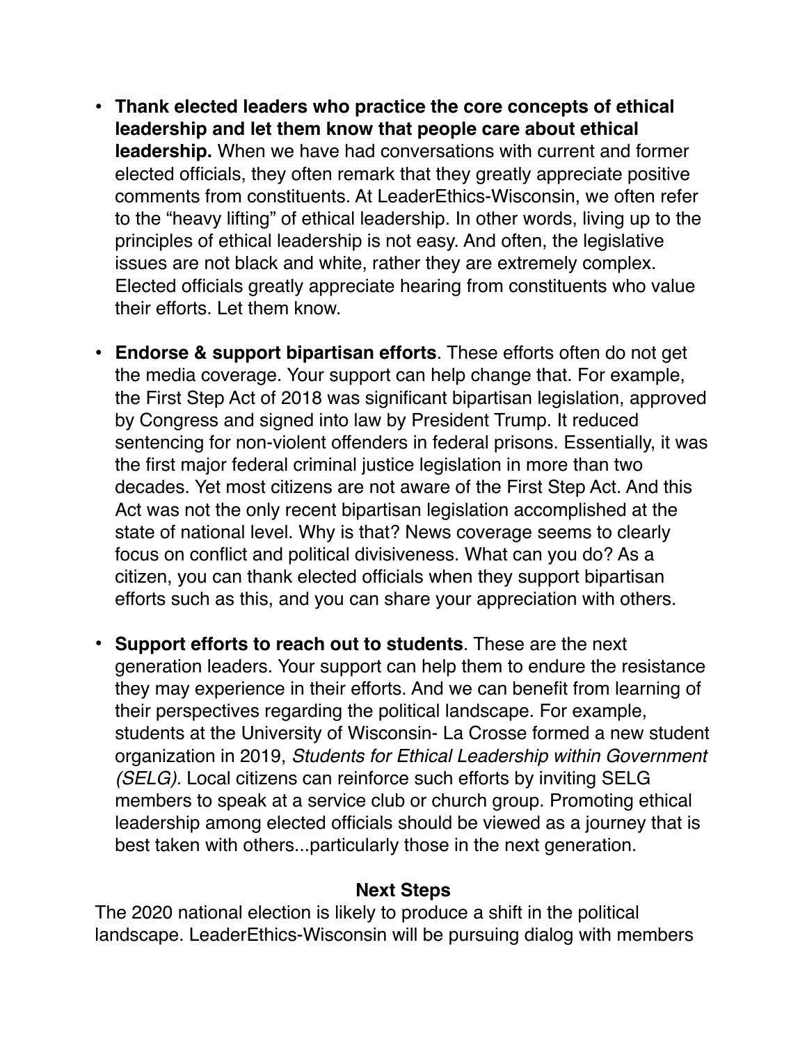- **Thank elected leaders who practice the core concepts of ethical leadership and let them know that people care about ethical leadership.** When we have had conversations with current and former elected officials, they often remark that they greatly appreciate positive comments from constituents. At LeaderEthics-Wisconsin, we often refer to the "heavy lifting" of ethical leadership. In other words, living up to the principles of ethical leadership is not easy. And often, the legislative issues are not black and white, rather they are extremely complex. Elected officials greatly appreciate hearing from constituents who value their efforts. Let them know.

- **Endorse & support bipartisan efforts**. These efforts often do not get the media coverage. Your support can help change that. For example, the First Step Act of 2018 was significant bipartisan legislation, approved by Congress and signed into law by President Trump. It reduced sentencing for non-violent offenders in federal prisons. Essentially, it was the first major federal criminal justice legislation in more than two decades. Yet most citizens are not aware of the First Step Act. And this Act was not the only recent bipartisan legislation accomplished at the state of national level. Why is that? News coverage seems to clearly focus on conflict and political divisiveness. What can you do? As a citizen, you can thank elected officials when they support bipartisan efforts such as this, and you can share your appreciation with others.

- **Support efforts to reach out to students**. These are the next generation leaders. Your support can help them to endure the resistance they may experience in their efforts. And we can benefit from learning of their perspectives regarding the political landscape. For example, students at the University of Wisconsin- La Crosse formed a new student organization in 2019, *Students for Ethical Leadership within Government (SELG).* Local citizens can reinforce such efforts by inviting SELG members to speak at a service club or church group. Promoting ethical leadership among elected officials should be viewed as a journey that is best taken with others...particularly those in the next generation.

## Next Steps

The 2020 national election is likely to produce a shift in the political landscape. LeaderEthics-Wisconsin will be pursuing dialog with members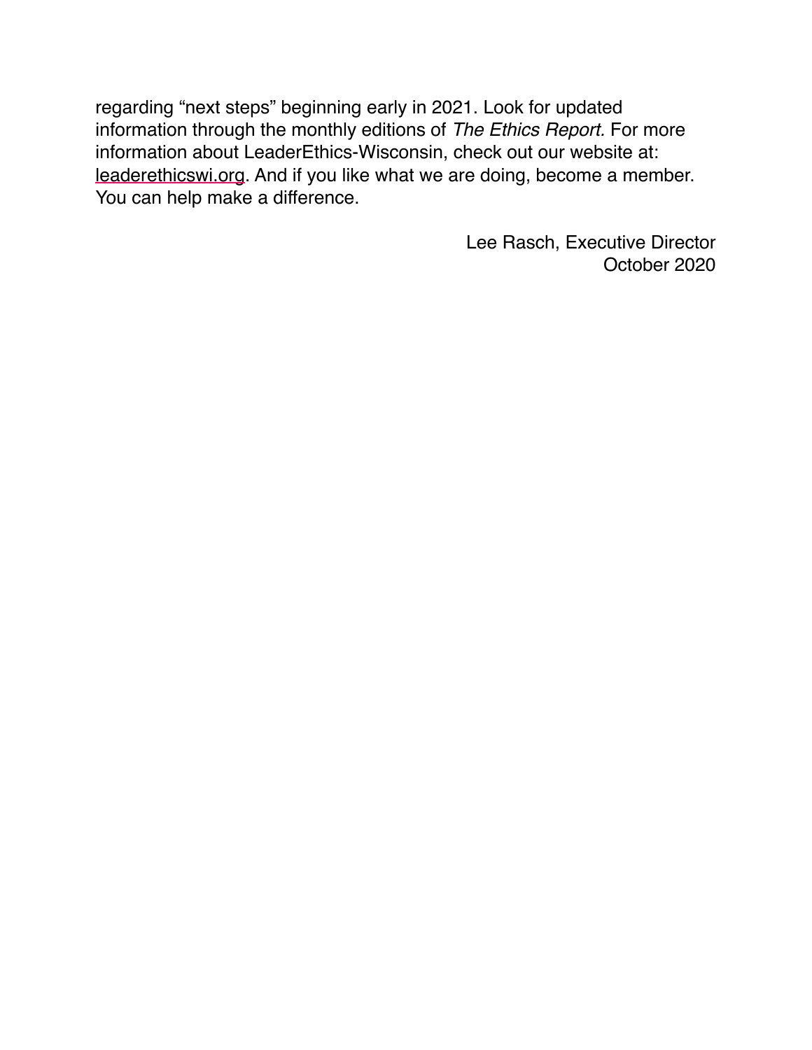regarding “next steps” beginning early in 2021. Look for updated information through the monthly editions of *The Ethics Report*. For more information about LeaderEthics-Wisconsin, check out our website at: leaderethicswi.org. And if you like what we are doing, become a member. You can help make a difference.

Lee Rasch, Executive Director
October 2020